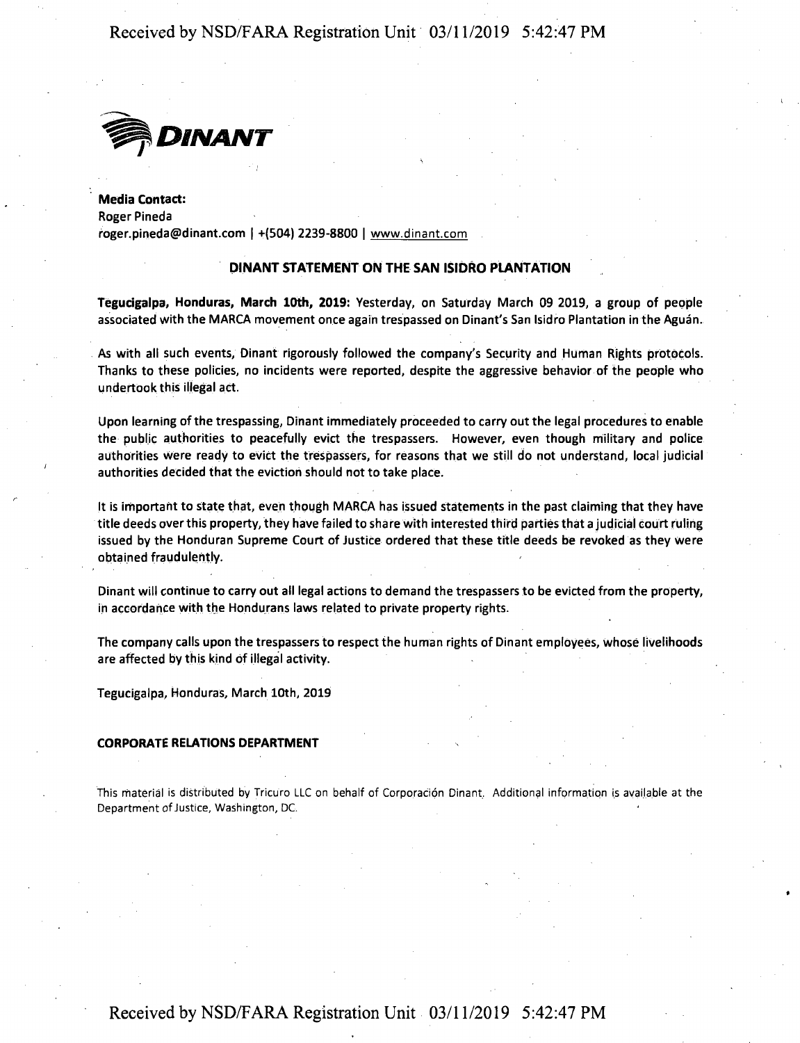**DINANT**

**Media Contact:**
Roger Pineda
roger.pineda@dinant.com | +(504) 2239-8800 | www.dinant.com

## DINANT STATEMENT ON THE SAN ISIDRO PLANTATION

**Tegucigalpa, Honduras, March 10th, 2019:** Yesterday, on Saturday March 09 2019, a group of people associated with the MARCA movement once again trespassed on Dinant's San Isidro Plantation in the Aguán.

As with all such events, Dinant rigorously followed the company's Security and Human Rights protocols. Thanks to these policies, no incidents were reported, despite the aggressive behavior of the people who undertook this illegal act.

Upon learning of the trespassing, Dinant immediately proceeded to carry out the legal procedures to enable the public authorities to peacefully evict the trespassers. However, even though military and police authorities were ready to evict the trespassers, for reasons that we still do not understand, local judicial authorities decided that the eviction should not to take place.

It is important to state that, even though MARCA has issued statements in the past claiming that they have title deeds over this property, they have failed to share with interested third parties that a judicial court ruling issued by the Honduran Supreme Court of Justice ordered that these title deeds be revoked as they were obtained fraudulently.

Dinant will continue to carry out all legal actions to demand the trespassers to be evicted from the property, in accordance with the Hondurans laws related to private property rights.

The company calls upon the trespassers to respect the human rights of Dinant employees, whose livelihoods are affected by this kind of illegal activity.

Tegucigalpa, Honduras, March 10th, 2019

**CORPORATE RELATIONS DEPARTMENT**

This material is distributed by Tricuro LLC on behalf of Corporación Dinant. Additional information is available at the Department of Justice, Washington, DC.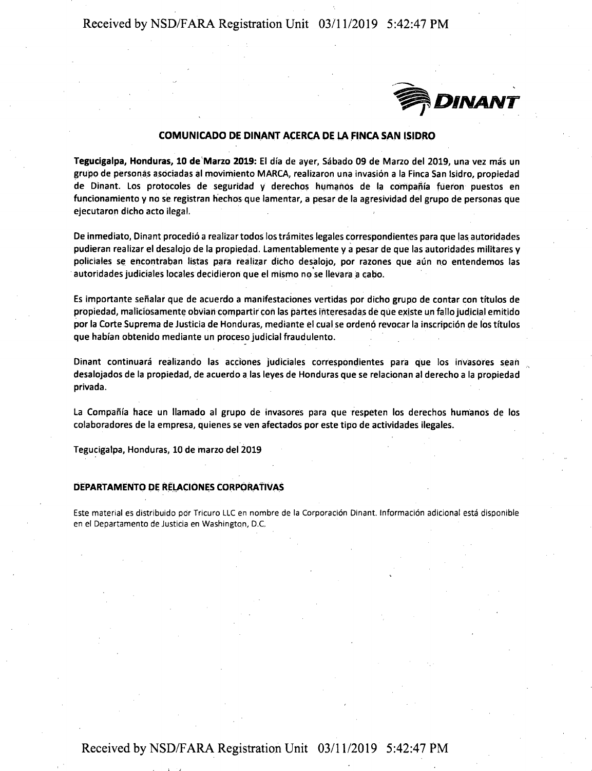DINANT

## COMUNICADO DE DINANT ACERCA DE LA FINCA SAN ISIDRO

**Tegucigalpa, Honduras, 10 de Marzo 2019:** El día de ayer, Sábado 09 de Marzo del 2019, una vez más un grupo de personas asociadas al movimiento MARCA, realizaron una invasión a la Finca San Isidro, propiedad de Dinant. Los protocoles de seguridad y derechos humanos de la compañía fueron puestos en funcionamiento y no se registran hechos que lamentar, a pesar de la agresividad del grupo de personas que ejecutaron dicho acto ilegal.

De inmediato, Dinant procedió a realizar todos los trámites legales correspondientes para que las autoridades pudieran realizar el desalojo de la propiedad. Lamentablemente y a pesar de que las autoridades militares y policiales se encontraban listas para realizar dicho desalojo, por razones que aún no entendemos las autoridades judiciales locales decidieron que el mismo no se llevara a cabo.

Es importante señalar que de acuerdo a manifestaciones vertidas por dicho grupo de contar con títulos de propiedad, maliciosamente obvian compartir con las partes interesadas de que existe un fallo judicial emitido por la Corte Suprema de Justicia de Honduras, mediante el cual se ordenó revocar la inscripción de los títulos que habían obtenido mediante un proceso judicial fraudulento.

Dinant continuará realizando las acciones judiciales correspondientes para que los invasores sean desalojados de la propiedad, de acuerdo a las leyes de Honduras que se relacionan al derecho a la propiedad privada.

La Compañía hace un llamado al grupo de invasores para que respeten los derechos humanos de los colaboradores de la empresa, quienes se ven afectados por este tipo de actividades ilegales.

Tegucigalpa, Honduras, 10 de marzo del 2019

**DEPARTAMENTO DE RELACIONES CORPORATIVAS**

Este material es distribuido por Tricuro LLC en nombre de la Corporación Dinant. Información adicional está disponible en el Departamento de Justicia en Washington, D.C.